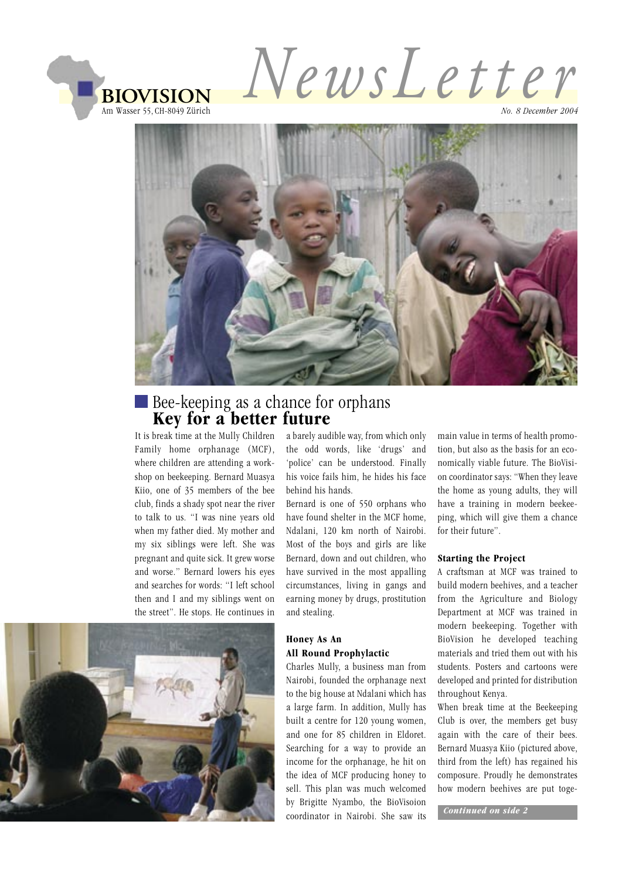# BIOVISION

Am Wasser 55, CH-8049 Zürich

# NewsLetter

*No. 8 December 2004*

## Bee-keeping as a chance for orphans
## **Key for a better future**

It is break time at the Mully Children Family home orphanage (MCF), where children are attending a workshop on beekeeping. Bernard Muasya Kiio, one of 35 members of the bee club, finds a shady spot near the river to talk to us. "I was nine years old when my father died. My mother and my six siblings were left. She was pregnant and quite sick. It grew worse and worse." Bernard lowers his eyes and searches for words: "I left school then and I and my siblings went on the street". He stops. He continues in a barely audible way, from which only the odd words, like 'drugs' and 'police' can be understood. Finally his voice fails him, he hides his face behind his hands.

Bernard is one of 550 orphans who have found shelter in the MCF home, Ndalani, 120 km north of Nairobi. Most of the boys and girls are like Bernard, down and out children, who have survived in the most appalling circumstances, living in gangs and earning money by drugs, prostitution and stealing.

### Honey As An All Round Prophylactic

Charles Mully, a business man from Nairobi, founded the orphanage next to the big house at Ndalani which has a large farm. In addition, Mully has built a centre for 120 young women, and one for 85 children in Eldoret. Searching for a way to provide an income for the orphanage, he hit on the idea of MCF producing honey to sell. This plan was much welcomed by Brigitte Nyambo, the BioVisoion coordinator in Nairobi. She saw its main value in terms of health promotion, but also as the basis for an economically viable future. The BioVision coordinator says: "When they leave the home as young adults, they will have a training in modern beekeeping, which will give them a chance for their future".

### Starting the Project

A craftsman at MCF was trained to build modern beehives, and a teacher from the Agriculture and Biology Department at MCF was trained in modern beekeeping. Together with BioVision he developed teaching materials and tried them out with his students. Posters and cartoons were developed and printed for distribution throughout Kenya.

When break time at the Beekeeping Club is over, the members get busy again with the care of their bees. Bernard Muasya Kiio (pictured above, third from the left) has regained his composure. Proudly he demonstrates how modern beehives are put toge-

*Continued on side 2*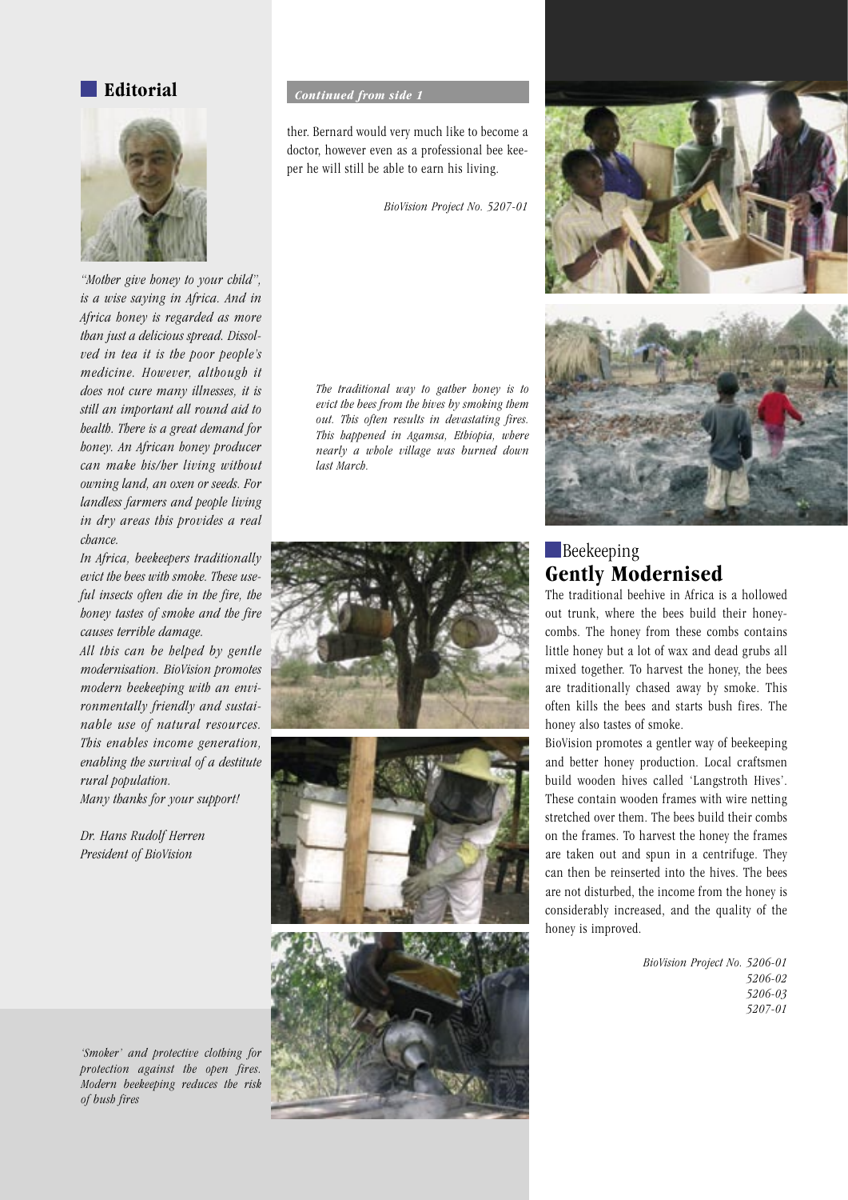## Editorial

*"Mother give honey to your child", is a wise saying in Africa. And in Africa honey is regarded as more than just a delicious spread. Dissolved in tea it is the poor people's medicine. However, although it does not cure many illnesses, it is still an important all round aid to health. There is a great demand for honey. An African honey producer can make his/her living without owning land, an oxen or seeds. For landless farmers and people living in dry areas this provides a real chance.*

*In Africa, beekeepers traditionally evict the bees with smoke. These useful insects often die in the fire, the honey tastes of smoke and the fire causes terrible damage.*

*All this can be helped by gentle modernisation. BioVision promotes modern beekeeping with an environmentally friendly and sustainable use of natural resources. This enables income generation, enabling the survival of a destitute rural population.*

*Many thanks for your support!*

*Dr. Hans Rudolf Herren*
*President of BioVision*

***Continued from side 1***

ther. Bernard would very much like to become a doctor, however even as a professional bee keeper he will still be able to earn his living.

*BioVision Project No. 5207-01*

*The traditional way to gather honey is to evict the bees from the hives by smoking them out. This often results in devastating fires. This happened in Agamsa, Ethiopia, where nearly a whole village was burned down last March.*

*'Smoker' and protective clothing for protection against the open fires. Modern beekeeping reduces the risk of bush fires*

## Beekeeping
## Gently Modernised

The traditional beehive in Africa is a hollowed out trunk, where the bees build their honeycombs. The honey from these combs contains little honey but a lot of wax and dead grubs all mixed together. To harvest the honey, the bees are traditionally chased away by smoke. This often kills the bees and starts bush fires. The honey also tastes of smoke.

BioVision promotes a gentler way of beekeeping and better honey production. Local craftsmen build wooden hives called 'Langstroth Hives'. These contain wooden frames with wire netting stretched over them. The bees build their combs on the frames. To harvest the honey the frames are taken out and spun in a centrifuge. They can then be reinserted into the hives. The bees are not disturbed, the income from the honey is considerably increased, and the quality of the honey is improved.

*BioVision Project No. 5206-01*
*5206-02*
*5206-03*
*5207-01*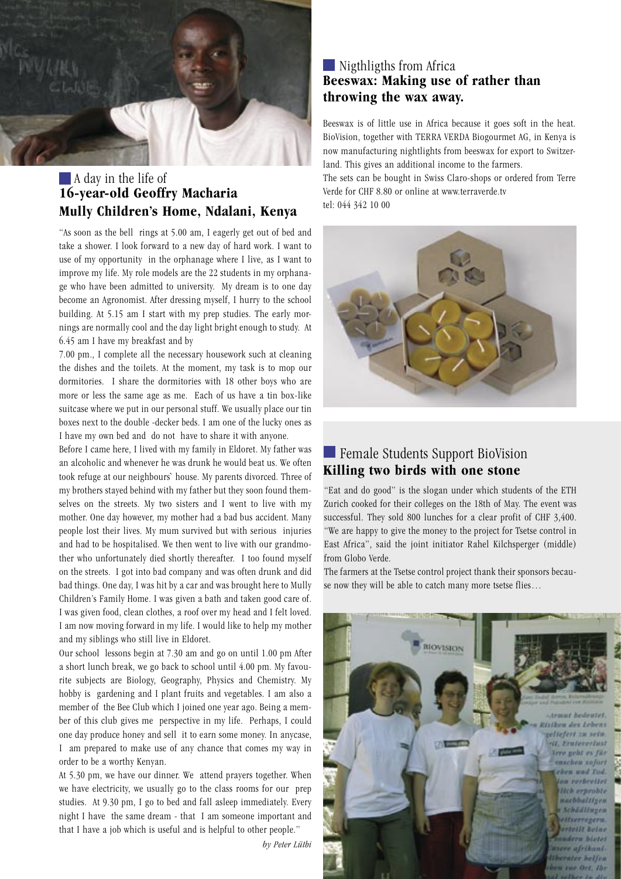## A day in the life of

## 16-year-old Geoffry Macharia Mully Children's Home, Ndalani, Kenya

"As soon as the bell rings at 5.00 am, I eagerly get out of bed and take a shower. I look forward to a new day of hard work. I want to use of my opportunity in the orphanage where I live, as I want to improve my life. My role models are the 22 students in my orphanage who have been admitted to university. My dream is to one day become an Agronomist. After dressing myself, I hurry to the school building. At 5.15 am I start with my prep studies. The early mornings are normally cool and the day light bright enough to study. At 6.45 am I have my breakfast and by

7.00 pm., I complete all the necessary housework such at cleaning the dishes and the toilets. At the moment, my task is to mop our dormitories. I share the dormitories with 18 other boys who are more or less the same age as me. Each of us have a tin box-like suitcase where we put in our personal stuff. We usually place our tin boxes next to the double -decker beds. I am one of the lucky ones as I have my own bed and do not have to share it with anyone.

Before I came here, I lived with my family in Eldoret. My father was an alcoholic and whenever he was drunk he would beat us. We often took refuge at our neighbours` house. My parents divorced. Three of my brothers stayed behind with my father but they soon found themselves on the streets. My two sisters and I went to live with my mother. One day however, my mother had a bad bus accident. Many people lost their lives. My mum survived but with serious injuries and had to be hospitalised. We then went to live with our grandmother who unfortunately died shortly thereafter. I too found myself on the streets. I got into bad company and was often drunk and did bad things. One day, I was hit by a car and was brought here to Mully Children's Family Home. I was given a bath and taken good care of. I was given food, clean clothes, a roof over my head and I felt loved. I am now moving forward in my life. I would like to help my mother and my siblings who still live in Eldoret.

Our school lessons begin at 7.30 am and go on until 1.00 pm After a short lunch break, we go back to school until 4.00 pm. My favourite subjects are Biology, Geography, Physics and Chemistry. My hobby is gardening and I plant fruits and vegetables. I am also a member of the Bee Club which I joined one year ago. Being a member of this club gives me perspective in my life. Perhaps, I could one day produce honey and sell it to earn some money. In anycase, I am prepared to make use of any chance that comes my way in order to be a worthy Kenyan.

At 5.30 pm, we have our dinner. We attend prayers together. When we have electricity, we usually go to the class rooms for our prep studies. At 9.30 pm, I go to bed and fall asleep immediately. Every night I have the same dream - that I am someone important and that I have a job which is useful and is helpful to other people."

*by Peter Lüthi*

## Nigthligths from Africa

## Beeswax: Making use of rather than throwing the wax away.

Beeswax is of little use in Africa because it goes soft in the heat. BioVision, together with TERRA VERDA Biogourmet AG, in Kenya is now manufacturing nightlights from beeswax for export to Switzerland. This gives an additional income to the farmers.

The sets can be bought in Swiss Claro-shops or ordered from Terre Verde for CHF 8.80 or online at www.terraverde.tv
tel: 044 342 10 00

## Female Students Support BioVision

## Killing two birds with one stone

"Eat and do good" is the slogan under which students of the ETH Zurich cooked for their colleges on the 18th of May. The event was successful. They sold 800 lunches for a clear profit of CHF 3,400. "We are happy to give the money to the project for Tsetse control in East Africa", said the joint initiator Rahel Kilchsperger (middle) from Globo Verde.

The farmers at the Tsetse control project thank their sponsors because now they will be able to catch many more tsetse flies…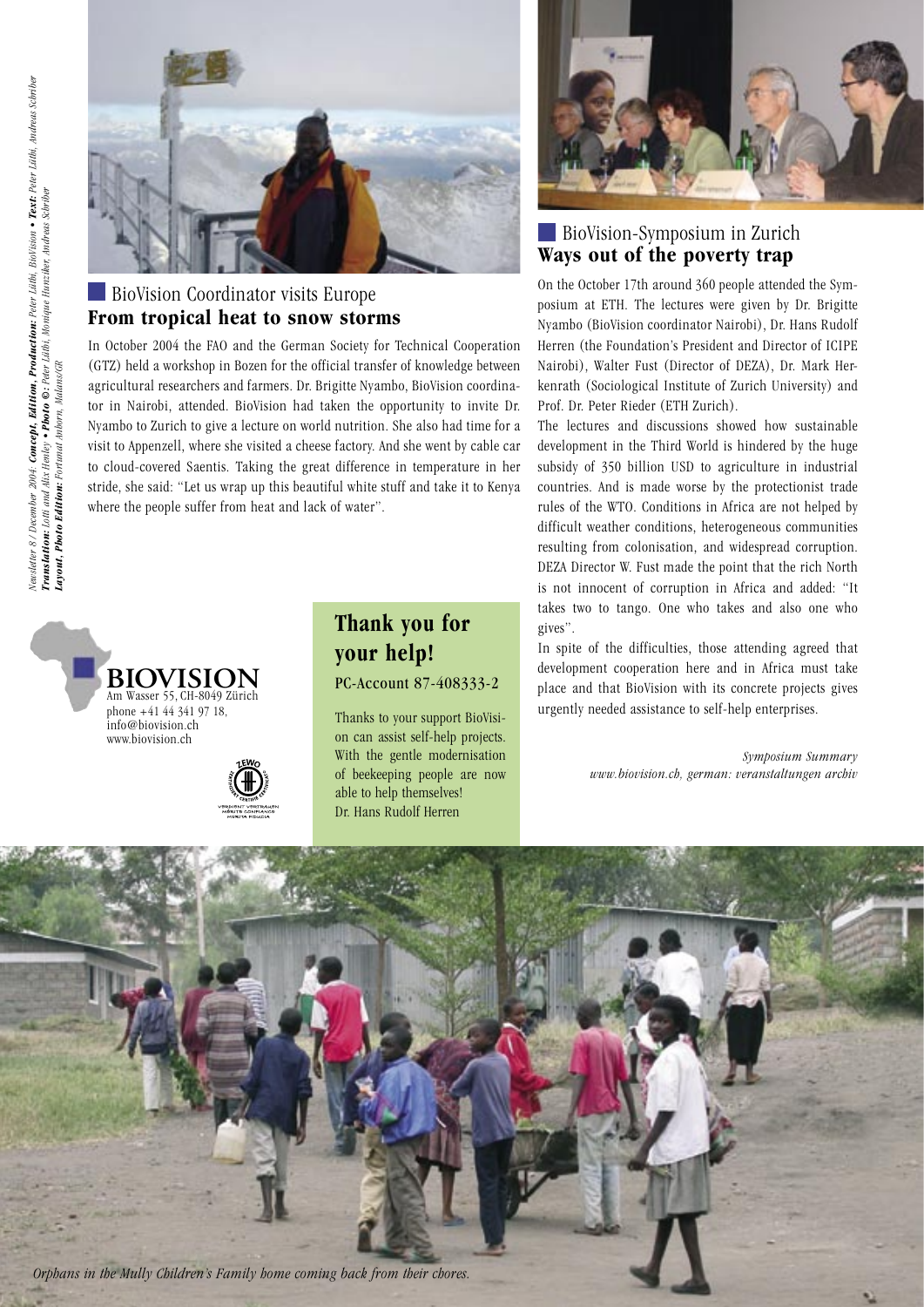Newsletter 8 / December 2004: **Concept, Edition, Production:** Peter Lüthi, BioVision • **Text:** Peter Lüthi, Andreas Schriber
**Translation:** Lotti and Alex Henley • **Photo ©:** Peter Lüthi, Monique Hunziker, Andreas Schriber
**Layout, Photo Edition:** Fortunat Anhorn, Malans/GR

## BioVision Coordinator visits Europe
### From tropical heat to snow storms

In October 2004 the FAO and the German Society for Technical Cooperation (GTZ) held a workshop in Bozen for the official transfer of knowledge between agricultural researchers and farmers. Dr. Brigitte Nyambo, BioVision coordinator in Nairobi, attended. BioVision had taken the opportunity to invite Dr. Nyambo to Zurich to give a lecture on world nutrition. She also had time for a visit to Appenzell, where she visited a cheese factory. And she went by cable car to cloud-covered Saentis. Taking the great difference in temperature in her stride, she said: "Let us wrap up this beautiful white stuff and take it to Kenya where the people suffer from heat and lack of water".

## BioVision-Symposium in Zurich
### Ways out of the poverty trap

On the October 17th around 360 people attended the Symposium at ETH. The lectures were given by Dr. Brigitte Nyambo (BioVision coordinator Nairobi), Dr. Hans Rudolf Herren (the Foundation's President and Director of ICIPE Nairobi), Walter Fust (Director of DEZA), Dr. Mark Herkenrath (Sociological Institute of Zurich University) and Prof. Dr. Peter Rieder (ETH Zurich).

The lectures and discussions showed how sustainable development in the Third World is hindered by the huge subsidy of 350 billion USD to agriculture in industrial countries. And is made worse by the protectionist trade rules of the WTO. Conditions in Africa are not helped by difficult weather conditions, heterogeneous communities resulting from colonisation, and widespread corruption. DEZA Director W. Fust made the point that the rich North is not innocent of corruption in Africa and added: "It takes two to tango. One who takes and also one who gives".

In spite of the difficulties, those attending agreed that development cooperation here and in Africa must take place and that BioVision with its concrete projects gives urgently needed assistance to self-help enterprises.

*Symposium Summary*
*www.biovision.ch, german: veranstaltungen archiv*

**BIOVISION**
Am Wasser 55, CH-8049 Zürich
phone +41 44 341 97 18,
info@biovision.ch
www.biovision.ch

ZEWO
VERDIENT VERTRAUEN
MÉRITE CONFIANCE
MERITA FIDUCIA

## Thank you for your help!

**PC-Account 87-408333-2**

Thanks to your support BioVision can assist self-help projects. With the gentle modernisation of beekeeping people are now able to help themselves!
Dr. Hans Rudolf Herren

*Orphans in the Mully Children's Family home coming back from their chores.*